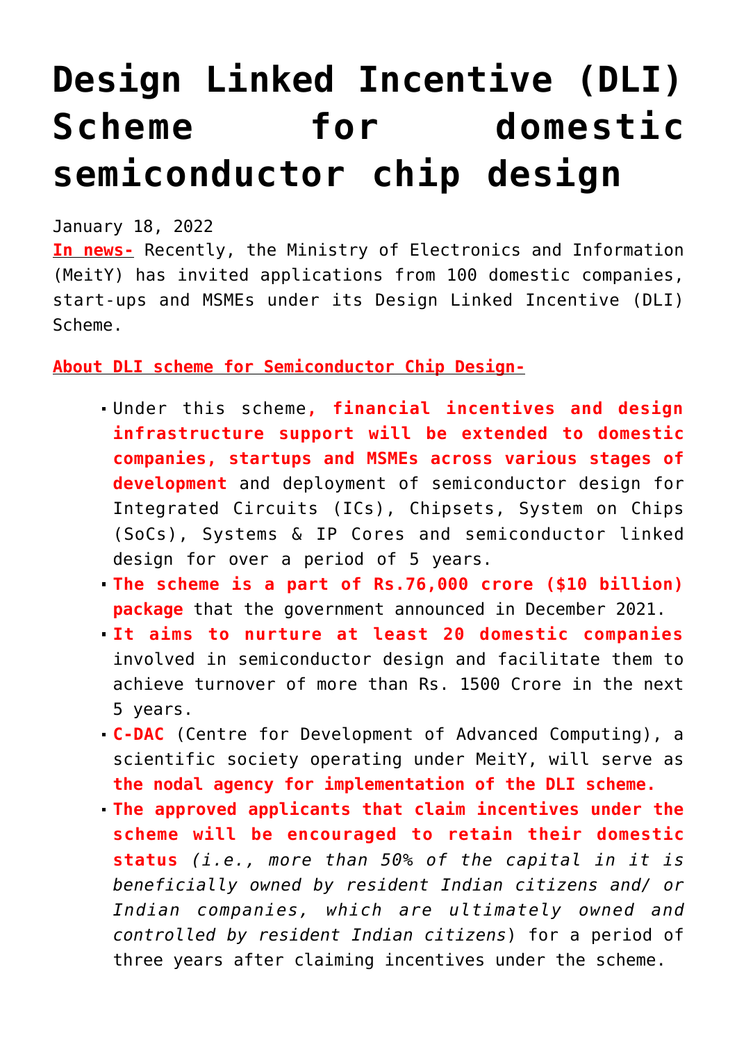# Design Linked Incentive (DLI) Scheme for domestic semiconductor chip design

January 18, 2022

**In news-** Recently, the Ministry of Electronics and Information (MeitY) has invited applications from 100 domestic companies, start-ups and MSMEs under its Design Linked Incentive (DLI) Scheme.

**About DLI scheme for Semiconductor Chip Design-**

- Under this scheme**, financial incentives and design infrastructure support will be extended to domestic companies, startups and MSMEs across various stages of development** and deployment of semiconductor design for Integrated Circuits (ICs), Chipsets, System on Chips (SoCs), Systems & IP Cores and semiconductor linked design for over a period of 5 years.
- **The scheme is a part of Rs.76,000 crore ($10 billion) package** that the government announced in December 2021.
- **It aims to nurture at least 20 domestic companies** involved in semiconductor design and facilitate them to achieve turnover of more than Rs. 1500 Crore in the next 5 years.
- **C-DAC** (Centre for Development of Advanced Computing), a scientific society operating under MeitY, will serve as **the nodal agency for implementation of the DLI scheme.**
- **The approved applicants that claim incentives under the scheme will be encouraged to retain their domestic status** *(i.e., more than 50% of the capital in it is beneficially owned by resident Indian citizens and/ or Indian companies, which are ultimately owned and controlled by resident Indian citizens*) for a period of three years after claiming incentives under the scheme.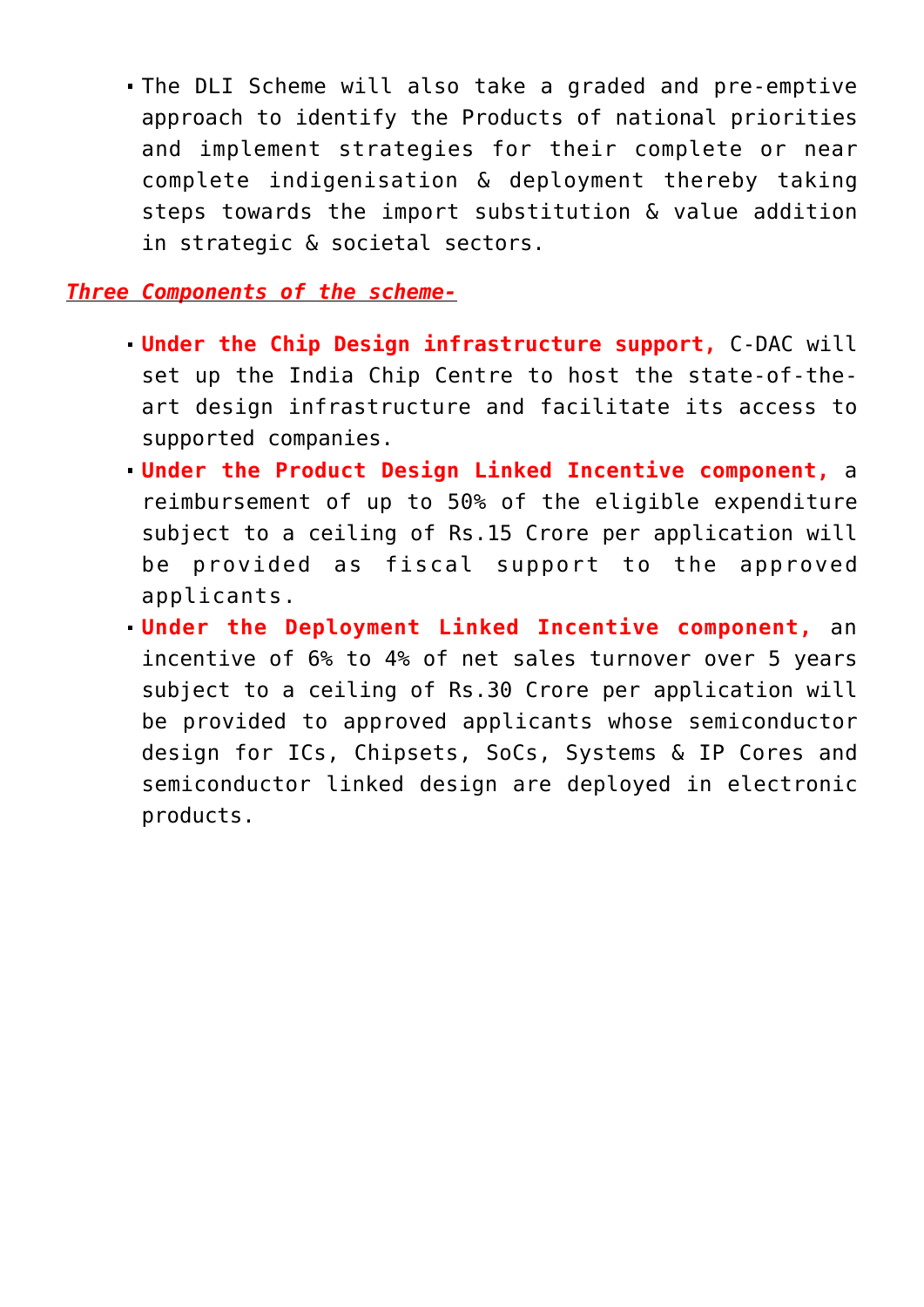- The DLI Scheme will also take a graded and pre-emptive approach to identify the Products of national priorities and implement strategies for their complete or near complete indigenisation & deployment thereby taking steps towards the import substitution & value addition in strategic & societal sectors.

***Three Components of the scheme-***

- **Under the Chip Design infrastructure support,** C-DAC will set up the India Chip Centre to host the state-of-the-art design infrastructure and facilitate its access to supported companies.
- **Under the Product Design Linked Incentive component,** a reimbursement of up to 50% of the eligible expenditure subject to a ceiling of Rs.15 Crore per application will be provided as fiscal support to the approved applicants.
- **Under the Deployment Linked Incentive component,** an incentive of 6% to 4% of net sales turnover over 5 years subject to a ceiling of Rs.30 Crore per application will be provided to approved applicants whose semiconductor design for ICs, Chipsets, SoCs, Systems & IP Cores and semiconductor linked design are deployed in electronic products.